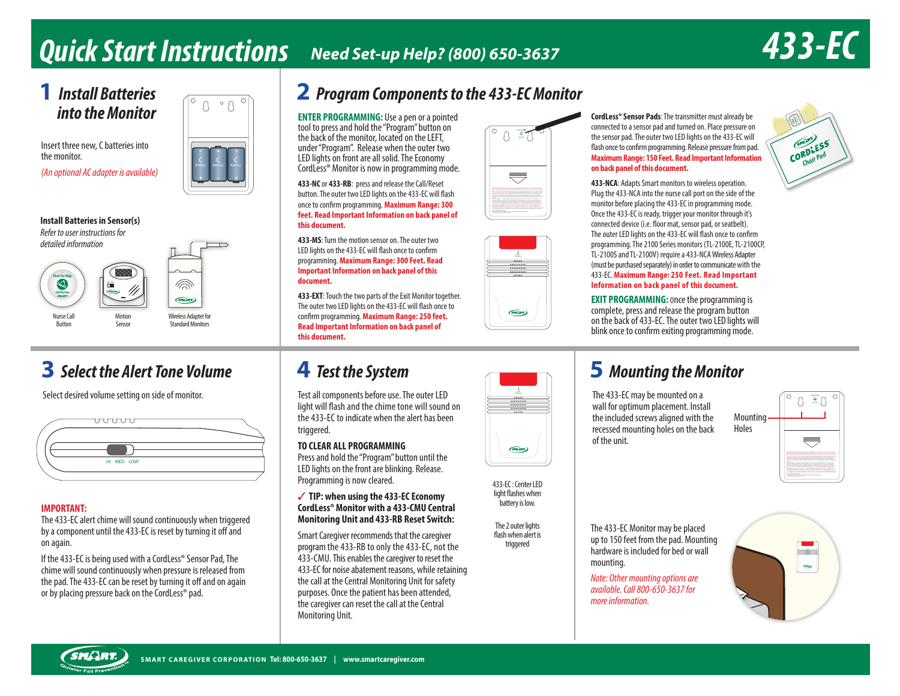# Quick Start Instructions

**Need Set-up Help? (800) 650-3637**

# 433-EC

## 1 Install Batteries into the Monitor

Insert three new, C batteries into the monitor.

*(An optional AC adapter is available)*

**Install Batteries in Sensor(s)**

*Refer to user instructions for detailed information*

Nurse Call Button

Motion Sensor

Wireless Adapter for Standard Monitors

## 2 Program Components to the 433-EC Monitor

**ENTER PROGRAMMING:** Use a pen or a pointed tool to press and hold the "Program" button on the back of the monitor, located on the LEFT, under "Program". Release when the outer two LED lights on front are all solid. The Economy CordLess® Monitor is now in programming mode.

**433-NC** or **433-RB**: press and release the Call/Reset button. The outer two LED lights on the 433-EC will flash once to confirm programming. **Maximum Range: 300 feet. Read Important Information on back panel of this document.**

**433-MS**: Turn the motion sensor on. The outer two LED lights on the 433-EC will flash once to confirm programming. **Maximum Range: 300 Feet. Read Important Information on back panel of this document.**

**433-EXT**: Touch the two parts of the Exit Monitor together. The outer two LED lights on the 433-EC will flash once to confirm programming. **Maximum Range: 250 feet. Read Important Information on back panel of this document.**

**CordLess® Sensor Pads**: The transmitter must already be connected to a sensor pad and turned on. Place pressure on the sensor pad. The outer two LED lights on the 433-EC will flash once to confirm programming. Release pressure from pad. **Maximum Range: 150 Feet. Read Important Information on back panel of this document.**

**433-NCA**: Adapts Smart monitors to wireless operation. Plug the 433-NCA into the nurse call port on the side of the monitor before placing the 433-EC in programming mode. Once the 433-EC is ready, trigger your monitor through it's connected device (i.e. floor mat, sensor pad, or seatbelt). The outer LED lights on the 433-EC will flash once to confirm programming. The 2100 Series monitors (TL-2100E, TL-2100CP, TL-2100S and TL-2100V) require a 433-NCA Wireless Adapter (must be purchased separately) in order to communicate with the 433-EC. **Maximum Range: 250 Feet. Read Important Information on back panel of this document.**

**EXIT PROGRAMMING:** once the programming is complete, press and release the program button on the back of 433-EC. The outer two LED lights will blink once to confirm exiting programming mode.

## 3 Select the Alert Tone Volume

Select desired volume setting on side of monitor.

HI MED LOW

**IMPORTANT:**

The 433-EC alert chime will sound continuously when triggered by a component until the 433-EC is reset by turning it off and on again.

If the 433-EC is being used with a CordLess® Sensor Pad, The chime will sound continuously when pressure is released from the pad. The 433-EC can be reset by turning it off and on again or by placing pressure back on the CordLess® pad.

## 4 Test the System

Test all components before use. The outer LED light will flash and the chime tone will sound on the 433-EC to indicate when the alert has been triggered.

**TO CLEAR ALL PROGRAMMING**

Press and hold the "Program" button until the LED lights on the front are blinking. Release. Programming is now cleared.

**✓ TIP: when using the 433-EC Economy CordLess® Monitor with a 433-CMU Central Monitoring Unit and 433-RB Reset Switch:**

Smart Caregiver recommends that the caregiver program the 433-RB to only the 433-EC, not the 433-CMU. This enables the caregiver to reset the 433-EC for noise abatement reasons, while retaining the call at the Central Monitoring Unit for safety purposes. Once the patient has been attended, the caregiver can reset the call at the Central Monitoring Unit.

433-EC: Center LED light flashes when battery is low.

The 2 outer lights flash when alert is triggered

## 5 Mounting the Monitor

The 433-EC may be mounted on a wall for optimum placement. Install the included screws aligned with the recessed mounting holes on the back of the unit.

Mounting Holes

The 433-EC Monitor may be placed up to 150 feet from the pad. Mounting hardware is included for bed or wall mounting.

*Note: Other mounting options are available. Call 800-650-3637 for more information.*

SMART CAREGIVER CORPORATION Tel: 800-650-3637 | www.smartcaregiver.com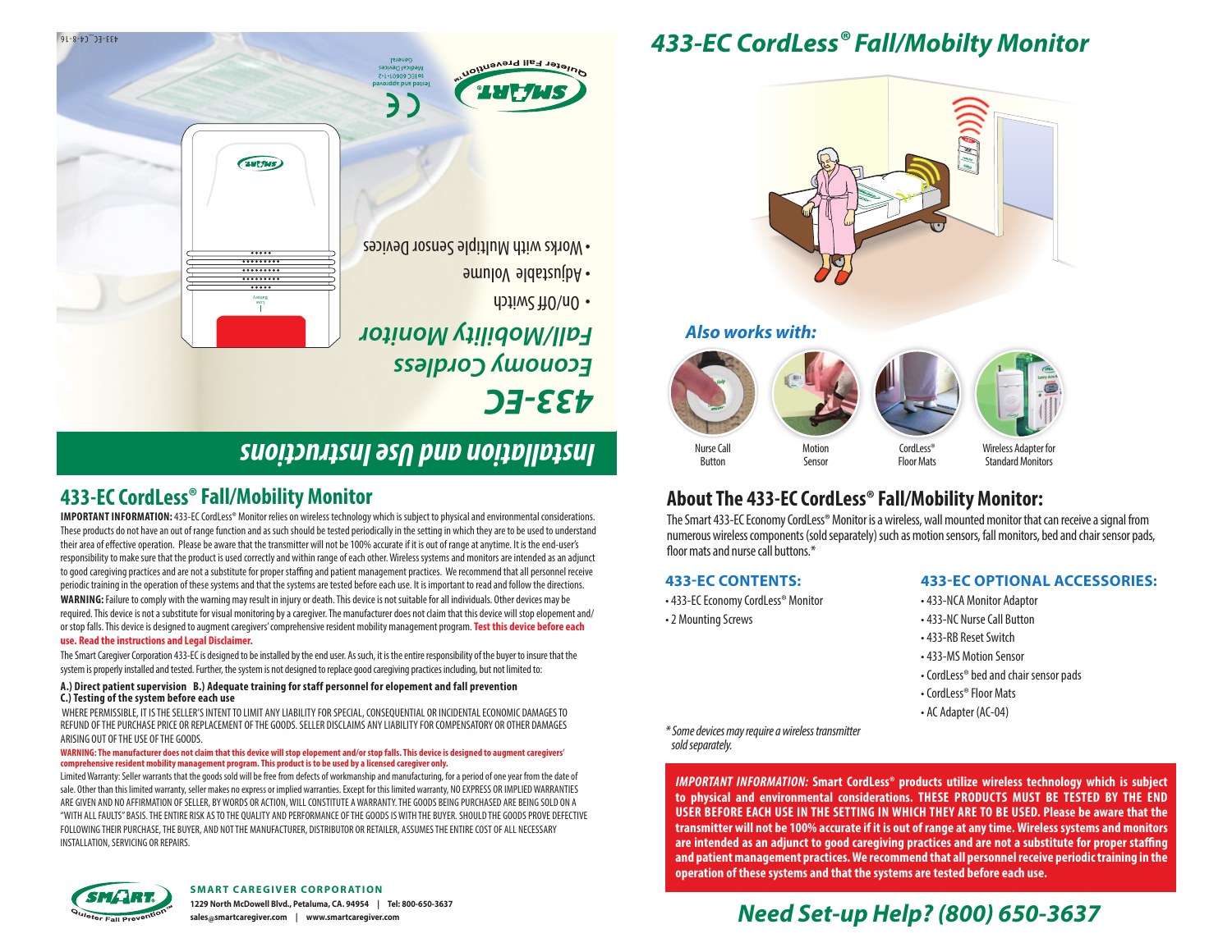## Installation and Use Instructions

# 433-EC

## Economy CordLess Fall/Mobility Monitor

- On/Off Switch
- Adjustable Volume
- Works with Multiple Sensor Devices

Tested and approved to IEC 60601-1-2 Medical Devices General

Quieter Fall Prevention™

## 433-EC CordLess® Fall/Mobility Monitor

**IMPORTANT INFORMATION:** 433-EC CordLess® Monitor relies on wireless technology which is subject to physical and environmental considerations. These products do not have an out of range function and as such should be tested periodically in the setting in which they are to be used to understand their area of effective operation. Please be aware that the transmitter will not be 100% accurate if it is out of range at anytime. It is the end-user's responsibility to make sure that the product is used correctly and within range of each other. Wireless systems and monitors are intended as an adjunct to good caregiving practices and are not a substitute for proper staffing and patient management practices. We recommend that all personnel receive periodic training in the operation of these systems and that the systems are tested before each use. It is important to read and follow the directions.

**WARNING:** Failure to comply with the warning may result in injury or death. This device is not suitable for all individuals. Other devices may be required. This device is not a substitute for visual monitoring by a caregiver. The manufacturer does not claim that this device will stop elopement and/or stop falls. This device is designed to augment caregivers' comprehensive resident mobility management program. **Test this device before each use. Read the instructions and Legal Disclaimer.**

The Smart Caregiver Corporation 433-EC is designed to be installed by the end user. As such, it is the entire responsibility of the buyer to insure that the system is properly installed and tested. Further, the system is not designed to replace good caregiving practices including, but not limited to:

**A.) Direct patient supervision B.) Adequate training for staff personnel for elopement and fall prevention C.) Testing of the system before each use**

WHERE PERMISSIBLE, IT IS THE SELLER'S INTENT TO LIMIT ANY LIABILITY FOR SPECIAL, CONSEQUENTIAL OR INCIDENTAL ECONOMIC DAMAGES TO REFUND OF THE PURCHASE PRICE OR REPLACEMENT OF THE GOODS. SELLER DISCLAIMS ANY LIABILITY FOR COMPENSATORY OR OTHER DAMAGES ARISING OUT OF THE USE OF THE GOODS.

**WARNING: The manufacturer does not claim that this device will stop elopement and/or stop falls. This device is designed to augment caregivers' comprehensive resident mobility management program. This product is to be used by a licensed caregiver only.**

Limited Warranty: Seller warrants that the goods sold will be free from defects of workmanship and manufacturing, for a period of one year from the date of sale. Other than this limited warranty, seller makes no express or implied warranties. Except for this limited warranty, NO EXPRESS OR IMPLIED WARRANTIES ARE GIVEN AND NO AFFIRMATION OF SELLER, BY WORDS OR ACTION, WILL CONSTITUTE A WARRANTY. THE GOODS BEING PURCHASED ARE BEING SOLD ON A "WITH ALL FAULTS" BASIS. THE ENTIRE RISK AS TO THE QUALITY AND PERFORMANCE OF THE GOODS IS WITH THE BUYER. SHOULD THE GOODS PROVE DEFECTIVE FOLLOWING THEIR PURCHASE, THE BUYER, AND NOT THE MANUFACTURER, DISTRIBUTOR OR RETAILER, ASSUMES THE ENTIRE COST OF ALL NECESSARY INSTALLATION, SERVICING OR REPAIRS.

**SMART CAREGIVER CORPORATION**
**1229 North McDowell Blvd., Petaluma, CA. 94954 | Tel: 800-650-3637**
**sales@smartcaregiver.com | www.smartcaregiver.com**

# 433-EC CordLess® Fall/Mobilty Monitor

### Also works with:

Nurse Call Button

Motion Sensor

CordLess® Floor Mats

Wireless Adapter for Standard Monitors

## About The 433-EC CordLess® Fall/Mobility Monitor:

The Smart 433-EC Economy CordLess® Monitor is a wireless, wall mounted monitor that can receive a signal from numerous wireless components (sold separately) such as motion sensors, fall monitors, bed and chair sensor pads, floor mats and nurse call buttons.*

### 433-EC CONTENTS:

- 433-EC Economy CordLess® Monitor
- 2 Mounting Screws

### 433-EC OPTIONAL ACCESSORIES:

- 433-NCA Monitor Adaptor
- 433-NC Nurse Call Button
- 433-RB Reset Switch
- 433-MS Motion Sensor
- CordLess® bed and chair sensor pads
- CordLess® Floor Mats
- AC Adapter (AC-04)

*\* Some devices may require a wireless transmitter sold separately.*

***IMPORTANT INFORMATION:*** **Smart CordLess® products utilize wireless technology which is subject to physical and environmental considerations. THESE PRODUCTS MUST BE TESTED BY THE END USER BEFORE EACH USE IN THE SETTING IN WHICH THEY ARE TO BE USED. Please be aware that the transmitter will not be 100% accurate if it is out of range at any time. Wireless systems and monitors are intended as an adjunct to good caregiving practices and are not a substitute for proper staffing and patient management practices. We recommend that all personnel receive periodic training in the operation of these systems and that the systems are tested before each use.**

## Need Set-up Help? (800) 650-3637